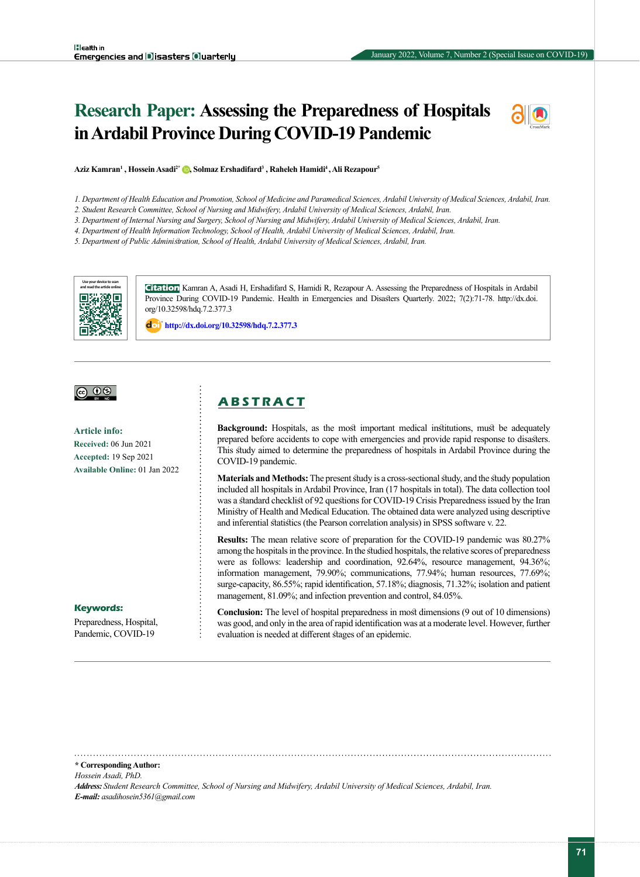# Research Paper: Assessing the Preparedness of Hospitals in Ardabil Province During COVID-19 Pandemic

Aziz Kamran[1], Hossein Asadi[2*], Solmaz Ershadifard[3], Raheleh Hamidi[4], Ali Rezapour[5]

1. Department of Health Education and Promotion, School of Medicine and Paramedical Sciences, Ardabil University of Medical Sciences, Ardabil, Iran.
2. Student Research Committee, School of Nursing and Midwifery, Ardabil University of Medical Sciences, Ardabil, Iran.
3. Department of Internal Nursing and Surgery, School of Nursing and Midwifery, Ardabil University of Medical Sciences, Ardabil, Iran.
4. Department of Health Information Technology, School of Health, Ardabil University of Medical Sciences, Ardabil, Iran.
5. Department of Public Administration, School of Health, Ardabil University of Medical Sciences, Ardabil, Iran.

**Citation** Kamran A, Asadi H, Ershadifard S, Hamidi R, Rezapour A. Assessing the Preparedness of Hospitals in Ardabil Province During COVID-19 Pandemic. Health in Emergencies and Disasters Quarterly. 2022; 7(2):71-78. http://dx.doi.org/10.32598/hdq.7.2.377.3

http://dx.doi.org/10.32598/hdq.7.2.377.3

**Article info:**
**Received:** 06 Jun 2021
**Accepted:** 19 Sep 2021
**Available Online:** 01 Jan 2022

**Keywords:**
Preparedness, Hospital, Pandemic, COVID-19

## ABSTRACT

**Background:** Hospitals, as the most important medical institutions, must be adequately prepared before accidents to cope with emergencies and provide rapid response to disasters. This study aimed to determine the preparedness of hospitals in Ardabil Province during the COVID-19 pandemic.

**Materials and Methods:** The present study is a cross-sectional study, and the study population included all hospitals in Ardabil Province, Iran (17 hospitals in total). The data collection tool was a standard checklist of 92 questions for COVID-19 Crisis Preparedness issued by the Iran Ministry of Health and Medical Education. The obtained data were analyzed using descriptive and inferential statistics (the Pearson correlation analysis) in SPSS software v. 22.

**Results:** The mean relative score of preparation for the COVID-19 pandemic was 80.27% among the hospitals in the province. In the studied hospitals, the relative scores of preparedness were as follows: leadership and coordination, 92.64%, resource management, 94.36%; information management, 79.90%; communications, 77.94%; human resources, 77.69%; surge-capacity, 86.55%; rapid identification, 57.18%; diagnosis, 71.32%; isolation and patient management, 81.09%; and infection prevention and control, 84.05%.

**Conclusion:** The level of hospital preparedness in most dimensions (9 out of 10 dimensions) was good, and only in the area of rapid identification was at a moderate level. However, further evaluation is needed at different stages of an epidemic.

---

**\* Corresponding Author:**
*Hossein Asadi, PhD.*
***Address:*** *Student Research Committee, School of Nursing and Midwifery, Ardabil University of Medical Sciences, Ardabil, Iran.*
***E-mail:*** *asadihosein5361@gmail.com*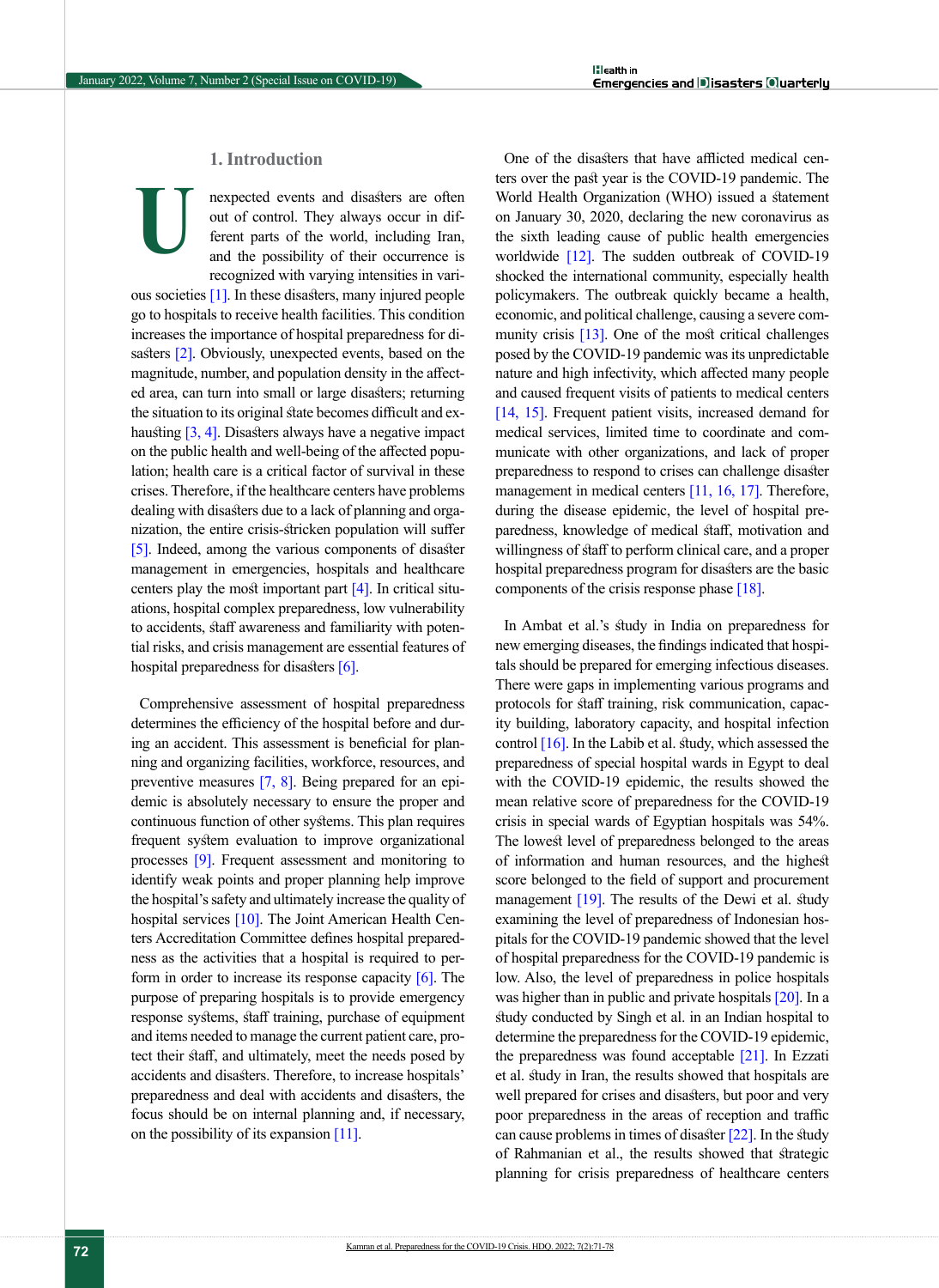## 1. Introduction

Unexpected events and disasters are often out of control. They always occur in different parts of the world, including Iran, and the possibility of their occurrence is recognized with varying intensities in various societies [1]. In these disasters, many injured people go to hospitals to receive health facilities. This condition increases the importance of hospital preparedness for disasters [2]. Obviously, unexpected events, based on the magnitude, number, and population density in the affected area, can turn into small or large disasters; returning the situation to its original state becomes difficult and exhausting [3, 4]. Disasters always have a negative impact on the public health and well-being of the affected population; health care is a critical factor of survival in these crises. Therefore, if the healthcare centers have problems dealing with disasters due to a lack of planning and organization, the entire crisis-stricken population will suffer [5]. Indeed, among the various components of disaster management in emergencies, hospitals and healthcare centers play the most important part [4]. In critical situations, hospital complex preparedness, low vulnerability to accidents, staff awareness and familiarity with potential risks, and crisis management are essential features of hospital preparedness for disasters [6].

Comprehensive assessment of hospital preparedness determines the efficiency of the hospital before and during an accident. This assessment is beneficial for planning and organizing facilities, workforce, resources, and preventive measures [7, 8]. Being prepared for an epidemic is absolutely necessary to ensure the proper and continuous function of other systems. This plan requires frequent system evaluation to improve organizational processes [9]. Frequent assessment and monitoring to identify weak points and proper planning help improve the hospital's safety and ultimately increase the quality of hospital services [10]. The Joint American Health Centers Accreditation Committee defines hospital preparedness as the activities that a hospital is required to perform in order to increase its response capacity [6]. The purpose of preparing hospitals is to provide emergency response systems, staff training, purchase of equipment and items needed to manage the current patient care, protect their staff, and ultimately, meet the needs posed by accidents and disasters. Therefore, to increase hospitals' preparedness and deal with accidents and disasters, the focus should be on internal planning and, if necessary, on the possibility of its expansion [11].

One of the disasters that have afflicted medical centers over the past year is the COVID-19 pandemic. The World Health Organization (WHO) issued a statement on January 30, 2020, declaring the new coronavirus as the sixth leading cause of public health emergencies worldwide [12]. The sudden outbreak of COVID-19 shocked the international community, especially health policymakers. The outbreak quickly became a health, economic, and political challenge, causing a severe community crisis [13]. One of the most critical challenges posed by the COVID-19 pandemic was its unpredictable nature and high infectivity, which affected many people and caused frequent visits of patients to medical centers [14, 15]. Frequent patient visits, increased demand for medical services, limited time to coordinate and communicate with other organizations, and lack of proper preparedness to respond to crises can challenge disaster management in medical centers [11, 16, 17]. Therefore, during the disease epidemic, the level of hospital preparedness, knowledge of medical staff, motivation and willingness of staff to perform clinical care, and a proper hospital preparedness program for disasters are the basic components of the crisis response phase [18].

In Ambat et al.'s study in India on preparedness for new emerging diseases, the findings indicated that hospitals should be prepared for emerging infectious diseases. There were gaps in implementing various programs and protocols for staff training, risk communication, capacity building, laboratory capacity, and hospital infection control [16]. In the Labib et al. study, which assessed the preparedness of special hospital wards in Egypt to deal with the COVID-19 epidemic, the results showed the mean relative score of preparedness for the COVID-19 crisis in special wards of Egyptian hospitals was 54%. The lowest level of preparedness belonged to the areas of information and human resources, and the highest score belonged to the field of support and procurement management [19]. The results of the Dewi et al. study examining the level of preparedness of Indonesian hospitals for the COVID-19 pandemic showed that the level of hospital preparedness for the COVID-19 pandemic is low. Also, the level of preparedness in police hospitals was higher than in public and private hospitals [20]. In a study conducted by Singh et al. in an Indian hospital to determine the preparedness for the COVID-19 epidemic, the preparedness was found acceptable [21]. In Ezzati et al. study in Iran, the results showed that hospitals are well prepared for crises and disasters, but poor and very poor preparedness in the areas of reception and traffic can cause problems in times of disaster [22]. In the study of Rahmanian et al., the results showed that strategic planning for crisis preparedness of healthcare centers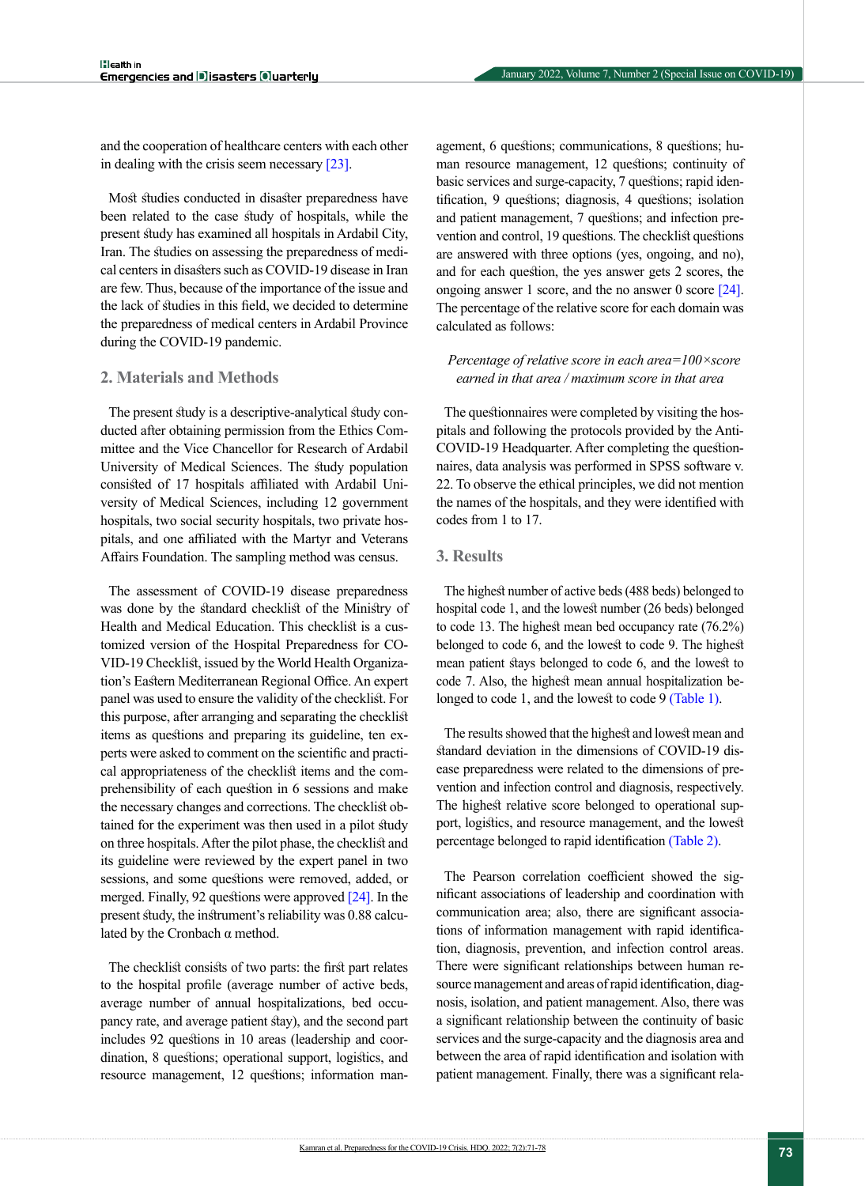and the cooperation of healthcare centers with each other in dealing with the crisis seem necessary [23].

Most studies conducted in disaster preparedness have been related to the case study of hospitals, while the present study has examined all hospitals in Ardabil City, Iran. The studies on assessing the preparedness of medical centers in disasters such as COVID-19 disease in Iran are few. Thus, because of the importance of the issue and the lack of studies in this field, we decided to determine the preparedness of medical centers in Ardabil Province during the COVID-19 pandemic.

## 2. Materials and Methods

The present study is a descriptive-analytical study conducted after obtaining permission from the Ethics Committee and the Vice Chancellor for Research of Ardabil University of Medical Sciences. The study population consisted of 17 hospitals affiliated with Ardabil University of Medical Sciences, including 12 government hospitals, two social security hospitals, two private hospitals, and one affiliated with the Martyr and Veterans Affairs Foundation. The sampling method was census.

The assessment of COVID-19 disease preparedness was done by the standard checklist of the Ministry of Health and Medical Education. This checklist is a customized version of the Hospital Preparedness for COVID-19 Checklist, issued by the World Health Organization's Eastern Mediterranean Regional Office. An expert panel was used to ensure the validity of the checklist. For this purpose, after arranging and separating the checklist items as questions and preparing its guideline, ten experts were asked to comment on the scientific and practical appropriateness of the checklist items and the comprehensibility of each question in 6 sessions and make the necessary changes and corrections. The checklist obtained for the experiment was then used in a pilot study on three hospitals. After the pilot phase, the checklist and its guideline were reviewed by the expert panel in two sessions, and some questions were removed, added, or merged. Finally, 92 questions were approved [24]. In the present study, the instrument's reliability was 0.88 calculated by the Cronbach α method.

The checklist consists of two parts: the first part relates to the hospital profile (average number of active beds, average number of annual hospitalizations, bed occupancy rate, and average patient stay), and the second part includes 92 questions in 10 areas (leadership and coordination, 8 questions; operational support, logistics, and resource management, 12 questions; information management, 6 questions; communications, 8 questions; human resource management, 12 questions; continuity of basic services and surge-capacity, 7 questions; rapid identification, 9 questions; diagnosis, 4 questions; isolation and patient management, 7 questions; and infection prevention and control, 19 questions. The checklist questions are answered with three options (yes, ongoing, and no), and for each question, the yes answer gets 2 scores, the ongoing answer 1 score, and the no answer 0 score [24]. The percentage of the relative score for each domain was calculated as follows:

*Percentage of relative score in each area=100×score earned in that area / maximum score in that area*

The questionnaires were completed by visiting the hospitals and following the protocols provided by the Anti-COVID-19 Headquarter. After completing the questionnaires, data analysis was performed in SPSS software v. 22. To observe the ethical principles, we did not mention the names of the hospitals, and they were identified with codes from 1 to 17.

## 3. Results

The highest number of active beds (488 beds) belonged to hospital code 1, and the lowest number (26 beds) belonged to code 13. The highest mean bed occupancy rate (76.2%) belonged to code 6, and the lowest to code 9. The highest mean patient stays belonged to code 6, and the lowest to code 7. Also, the highest mean annual hospitalization belonged to code 1, and the lowest to code 9 (Table 1).

The results showed that the highest and lowest mean and standard deviation in the dimensions of COVID-19 disease preparedness were related to the dimensions of prevention and infection control and diagnosis, respectively. The highest relative score belonged to operational support, logistics, and resource management, and the lowest percentage belonged to rapid identification (Table 2).

The Pearson correlation coefficient showed the significant associations of leadership and coordination with communication area; also, there are significant associations of information management with rapid identification, diagnosis, prevention, and infection control areas. There were significant relationships between human resource management and areas of rapid identification, diagnosis, isolation, and patient management. Also, there was a significant relationship between the continuity of basic services and the surge-capacity and the diagnosis area and between the area of rapid identification and isolation with patient management. Finally, there was a significant rela-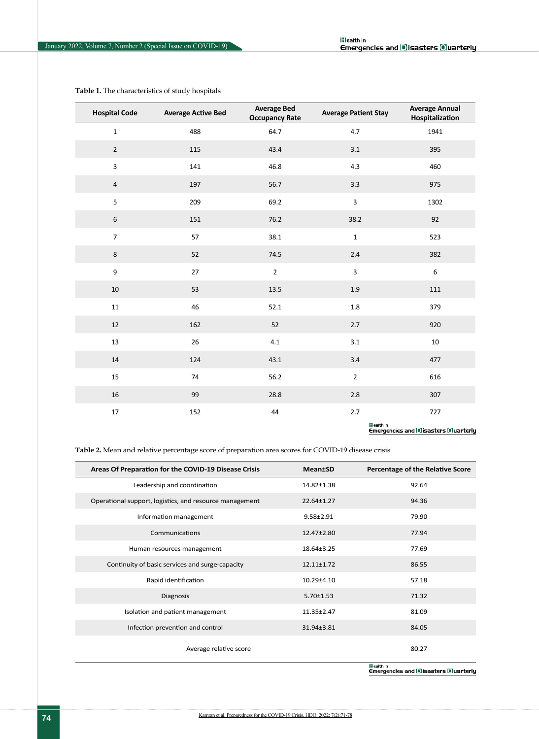**Table 1.** The characteristics of study hospitals

| Hospital Code | Average Active Bed | Average Bed Occupancy Rate | Average Patient Stay | Average Annual Hospitalization |
|---|---|---|---|---|
| 1 | 488 | 64.7 | 4.7 | 1941 |
| 2 | 115 | 43.4 | 3.1 | 395 |
| 3 | 141 | 46.8 | 4.3 | 460 |
| 4 | 197 | 56.7 | 3.3 | 975 |
| 5 | 209 | 69.2 | 3 | 1302 |
| 6 | 151 | 76.2 | 38.2 | 92 |
| 7 | 57 | 38.1 | 1 | 523 |
| 8 | 52 | 74.5 | 2.4 | 382 |
| 9 | 27 | 2 | 3 | 6 |
| 10 | 53 | 13.5 | 1.9 | 111 |
| 11 | 46 | 52.1 | 1.8 | 379 |
| 12 | 162 | 52 | 2.7 | 920 |
| 13 | 26 | 4.1 | 3.1 | 10 |
| 14 | 124 | 43.1 | 3.4 | 477 |
| 15 | 74 | 56.2 | 2 | 616 |
| 16 | 99 | 28.8 | 2.8 | 307 |
| 17 | 152 | 44 | 2.7 | 727 |

**Table 2.** Mean and relative percentage score of preparation area scores for COVID-19 disease crisis

| Areas Of Preparation for the COVID-19 Disease Crisis | Mean±SD | Percentage of the Relative Score |
|---|---|---|
| Leadership and coordination | 14.82±1.38 | 92.64 |
| Operational support, logistics, and resource management | 22.64±1.27 | 94.36 |
| Information management | 9.58±2.91 | 79.90 |
| Communications | 12.47±2.80 | 77.94 |
| Human resources management | 18.64±3.25 | 77.69 |
| Continuity of basic services and surge-capacity | 12.11±1.72 | 86.55 |
| Rapid identification | 10.29±4.10 | 57.18 |
| Diagnosis | 5.70±1.53 | 71.32 |
| Isolation and patient management | 11.35±2.47 | 81.09 |
| Infection prevention and control | 31.94±3.81 | 84.05 |
| Average relative score | | 80.27 |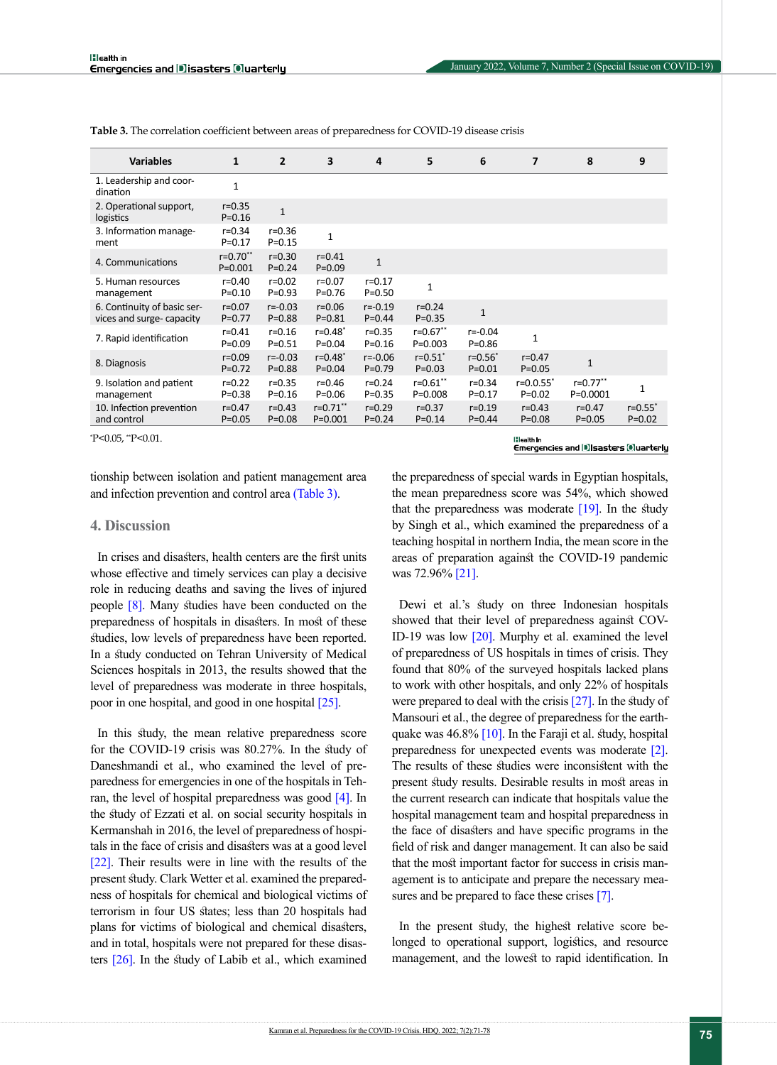Table 3. The correlation coefficient between areas of preparedness for COVID-19 disease crisis

| Variables | 1 | 2 | 3 | 4 | 5 | 6 | 7 | 8 | 9 |
|---|---|---|---|---|---|---|---|---|---|
| 1. Leadership and coordination | 1 | | | | | | | | |
| 2. Operational support, logistics | r=0.35 P=0.16 | 1 | | | | | | | |
| 3. Information management | r=0.34 P=0.17 | r=0.36 P=0.15 | 1 | | | | | | |
| 4. Communications | r=0.70** P=0.001 | r=0.30 P=0.24 | r=0.41 P=0.09 | 1 | | | | | |
| 5. Human resources management | r=0.40 P=0.10 | r=0.02 P=0.93 | r=0.07 P=0.76 | r=0.17 P=0.50 | 1 | | | | |
| 6. Continuity of basic services and surge- capacity | r=0.07 P=0.77 | r=-0.03 P=0.88 | r=0.06 P=0.81 | r=-0.19 P=0.44 | r=0.24 P=0.35 | 1 | | | |
| 7. Rapid identification | r=0.41 P=0.09 | r=0.16 P=0.51 | r=0.48* P=0.04 | r=0.35 P=0.16 | r=0.67** P=0.003 | r=-0.04 P=0.86 | 1 | | |
| 8. Diagnosis | r=0.09 P=0.72 | r=-0.03 P=0.88 | r=0.48* P=0.04 | r=-0.06 P=0.79 | r=0.51* P=0.03 | r=0.56* P=0.01 | r=0.47 P=0.05 | 1 | |
| 9. Isolation and patient management | r=0.22 P=0.38 | r=0.35 P=0.16 | r=0.46 P=0.06 | r=0.24 P=0.35 | r=0.61** P=0.008 | r=0.34 P=0.17 | r=0.0.55* P=0.02 | r=0.77** P=0.0001 | 1 |
| 10. Infection prevention and control | r=0.47 P=0.05 | r=0.43 P=0.08 | r=0.71** P=0.001 | r=0.29 P=0.24 | r=0.37 P=0.14 | r=0.19 P=0.44 | r=0.43 P=0.08 | r=0.47 P=0.05 | r=0.55* P=0.02 |

*P<0.05, **P<0.01.

tionship between isolation and patient management area and infection prevention and control area (Table 3).

## 4. Discussion

In crises and disasters, health centers are the first units whose effective and timely services can play a decisive role in reducing deaths and saving the lives of injured people [8]. Many studies have been conducted on the preparedness of hospitals in disasters. In most of these studies, low levels of preparedness have been reported. In a study conducted on Tehran University of Medical Sciences hospitals in 2013, the results showed that the level of preparedness was moderate in three hospitals, poor in one hospital, and good in one hospital [25].

In this study, the mean relative preparedness score for the COVID-19 crisis was 80.27%. In the study of Daneshmandi et al., who examined the level of preparedness for emergencies in one of the hospitals in Tehran, the level of hospital preparedness was good [4]. In the study of Ezzati et al. on social security hospitals in Kermanshah in 2016, the level of preparedness of hospitals in the face of crisis and disasters was at a good level [22]. Their results were in line with the results of the present study. Clark Wetter et al. examined the preparedness of hospitals for chemical and biological victims of terrorism in four US states; less than 20 hospitals had plans for victims of biological and chemical disasters, and in total, hospitals were not prepared for these disasters [26]. In the study of Labib et al., which examined the preparedness of special wards in Egyptian hospitals, the mean preparedness score was 54%, which showed that the preparedness was moderate [19]. In the study by Singh et al., which examined the preparedness of a teaching hospital in northern India, the mean score in the areas of preparation against the COVID-19 pandemic was 72.96% [21].

Dewi et al.'s study on three Indonesian hospitals showed that their level of preparedness for COVID-19 was low [20]. Murphy et al. examined the level of preparedness of US hospitals in times of crisis. They found that 80% of the surveyed hospitals lacked plans to work with other hospitals, and only 22% of hospitals were prepared to deal with the crisis [27]. In the study of Mansouri et al., the degree of preparedness for the earthquake was 46.8% [10]. In the Faraji et al. study, hospital preparedness for unexpected events was moderate [2]. The results of these studies were inconsistent with the present study results. Desirable results in most areas in the current research can indicate that hospitals value the hospital management team and hospital preparedness in the face of disasters and have specific programs in the field of risk and danger management. It can also be said that the most important factor for success in crisis management is to anticipate and prepare the necessary measures and be prepared to face these crises [7].

In the present study, the highest relative score belonged to operational support, logistics, and resource management, and the lowest to rapid identification. In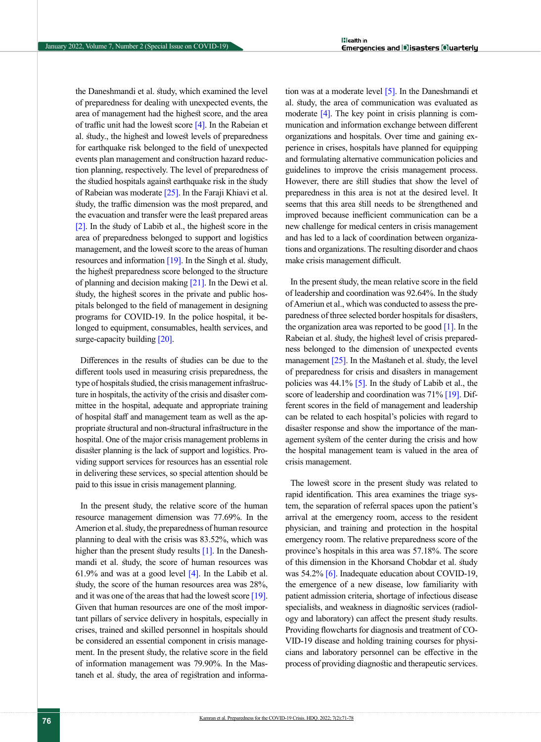the Daneshmandi et al. study, which examined the level of preparedness for dealing with unexpected events, the area of management had the highest score, and the area of traffic unit had the lowest score [4]. In the Rabeian et al. study., the highest and lowest levels of preparedness for earthquake risk belonged to the field of unexpected events plan management and construction hazard reduction planning, respectively. The level of preparedness of the studied hospitals against earthquake risk in the study of Rabeian was moderate [25]. In the Faraji Khiavi et al. study, the traffic dimension was the most prepared, and the evacuation and transfer were the least prepared areas [2]. In the study of Labib et al., the highest score in the area of preparedness belonged to support and logistics management, and the lowest score to the areas of human resources and information [19]. In the Singh et al. study, the highest preparedness score belonged to the structure of planning and decision making [21]. In the Dewi et al. study, the highest scores in the private and public hospitals belonged to the field of management in designing programs for COVID-19. In the police hospital, it belonged to equipment, consumables, health services, and surge-capacity building [20].

Differences in the results of studies can be due to the different tools used in measuring crisis preparedness, the type of hospitals studied, the crisis management infrastructure in hospitals, the activity of the crisis and disaster committee in the hospital, adequate and appropriate training of hospital staff and management team as well as the appropriate structural and non-structural infrastructure in the hospital. One of the major crisis management problems in disaster planning is the lack of support and logistics. Providing support services for resources has an essential role in delivering these services, so special attention should be paid to this issue in crisis management planning.

In the present study, the relative score of the human resource management dimension was 77.69%. In the Amerion et al. study, the preparedness of human resource planning to deal with the crisis was 83.52%, which was higher than the present study results [1]. In the Daneshmandi et al. study, the score of human resources was 61.9% and was at a good level [4]. In the Labib et al. study, the score of the human resources area was 28%, and it was one of the areas that had the lowest score [19]. Given that human resources are one of the most important pillars of service delivery in hospitals, especially in crises, trained and skilled personnel in hospitals should be considered an essential component in crisis management. In the present study, the relative score in the field of information management was 79.90%. In the Mastaneh et al. study, the area of registration and information was at a moderate level [5]. In the Daneshmandi et al. study, the area of communication was evaluated as moderate [4]. The key point in crisis planning is communication and information exchange between different organizations and hospitals. Over time and gaining experience in crises, hospitals have planned for equipping and formulating alternative communication policies and guidelines to improve the crisis management process. However, there are still studies that show the level of preparedness in this area is not at the desired level. It seems that this area still needs to be strengthened and improved because inefficient communication can be a new challenge for medical centers in crisis management and has led to a lack of coordination between organizations and organizations. The resulting disorder and chaos make crisis management difficult.

In the present study, the mean relative score in the field of leadership and coordination was 92.64%. In the study of Ameriun et al., which was conducted to assess the preparedness of three selected border hospitals for disasters, the organization area was reported to be good [1]. In the Rabeian et al. study, the highest level of crisis preparedness belonged to the dimension of unexpected events management [25]. In the Mastaneh et al. study, the level of preparedness for crisis and disasters in management policies was 44.1% [5]. In the study of Labib et al., the score of leadership and coordination was 71% [19]. Different scores in the field of management and leadership can be related to each hospital's policies with regard to disaster response and show the importance of the management system of the center during the crisis and how the hospital management team is valued in the area of crisis management.

The lowest score in the present study was related to rapid identification. This area examines the triage system, the separation of referral spaces upon the patient's arrival at the emergency room, access to the resident physician, and training and protection in the hospital emergency room. The relative preparedness score of the province's hospitals in this area was 57.18%. The score of this dimension in the Khorsand Chobdar et al. study was 54.2% [6]. Inadequate education about COVID-19, the emergence of a new disease, low familiarity with patient admission criteria, shortage of infectious disease specialists, and weakness in diagnostic services (radiology and laboratory) can affect the present study results. Providing flowcharts for diagnosis and treatment of COVID-19 disease and holding training courses for physicians and laboratory personnel can be effective in the process of providing diagnostic and therapeutic services.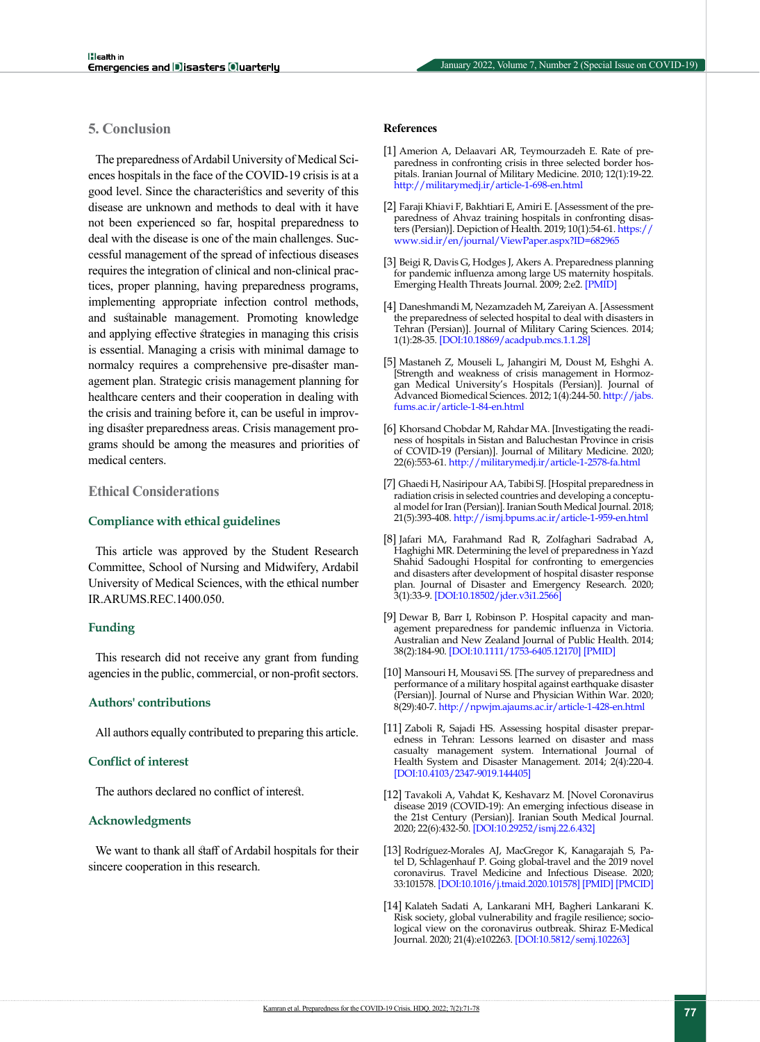## 5. Conclusion

The preparedness of Ardabil University of Medical Sciences hospitals in the face of the COVID-19 crisis is at a good level. Since the characteristics and severity of this disease are unknown and methods to deal with it have not been experienced so far, hospital preparedness to deal with the disease is one of the main challenges. Successful management of the spread of infectious diseases requires the integration of clinical and non-clinical practices, proper planning, having preparedness programs, implementing appropriate infection control methods, and sustainable management. Promoting knowledge and applying effective strategies in managing this crisis is essential. Managing a crisis with minimal damage to normalcy requires a comprehensive pre-disaster management plan. Strategic crisis management planning for healthcare centers and their cooperation in dealing with the crisis and training before it, can be useful in improving disaster preparedness areas. Crisis management programs should be among the measures and priorities of medical centers.

## Ethical Considerations

### Compliance with ethical guidelines

This article was approved by the Student Research Committee, School of Nursing and Midwifery, Ardabil University of Medical Sciences, with the ethical number IR.ARUMS.REC.1400.050.

### Funding

This research did not receive any grant from funding agencies in the public, commercial, or non-profit sectors.

### Authors' contributions

All authors equally contributed to preparing this article.

### Conflict of interest

The authors declared no conflict of interest.

### Acknowledgments

We want to thank all staff of Ardabil hospitals for their sincere cooperation in this research.

## References

[1] Amerion A, Delaavari AR, Teymourzadeh E. Rate of preparedness in confronting crisis in three selected border hospitals. Iranian Journal of Military Medicine. 2010; 12(1):19-22. http://militarymedj.ir/article-1-698-en.html

[2] Faraji Khiavi F, Bakhtiari E, Amiri E. [Assessment of the preparedness of Ahvaz training hospitals in confronting disasters (Persian)]. Depiction of Health. 2019; 10(1):54-61. https://www.sid.ir/en/journal/ViewPaper.aspx?ID=682965

[3] Beigi R, Davis G, Hodges J, Akers A. Preparedness planning for pandemic influenza among large US maternity hospitals. Emerging Health Threats Journal. 2009; 2:e2. [PMID]

[4] Daneshmandi M, Nezamzadeh M, Zareiyan A. [Assessment the preparedness of selected hospital to deal with disasters in Tehran (Persian)]. Journal of Military Caring Sciences. 2014; 1(1):28-35. [DOI:10.18869/acadpub.mcs.1.1.28]

[5] Mastaneh Z, Mouseli L, Jahangiri M, Doust M, Eshghi A. [Strength and weakness of crisis management in Hormozgan Medical University's Hospitals (Persian)]. Journal of Advanced Biomedical Sciences. 2012; 1(4):244-50. http://jabs.fums.ac.ir/article-1-84-en.html

[6] Khorsand Chobdar M, Rahdar MA. [Investigating the readiness of hospitals in Sistan and Baluchestan Province in crisis of COVID-19 (Persian)]. Journal of Military Medicine. 2020; 22(6):553-61. http://militarymedj.ir/article-1-2578-fa.html

[7] Ghaedi H, Nasiripour AA, Tabibi SJ. [Hospital preparedness in radiation crisis in selected countries and developing a conceptual model for Iran (Persian)]. Iranian South Medical Journal. 2018; 21(5):393-408. http://ismj.bpums.ac.ir/article-1-959-en.html

[8] Jafari MA, Farahmand Rad R, Zolfaghari Sadrabad A, Haghighi MR. Determining the level of preparedness in Yazd Shahid Sadoughi Hospital for confronting to emergencies and disasters after development of hospital disaster response plan. Journal of Disaster and Emergency Research. 2020; 3(1):33-9. [DOI:10.18502/jder.v3i1.2566]

[9] Dewar B, Barr I, Robinson P. Hospital capacity and management preparedness for pandemic influenza in Victoria. Australian and New Zealand Journal of Public Health. 2014; 38(2):184-90. [DOI:10.1111/1753-6405.12170] [PMID]

[10] Mansouri H, Mousavi SS. [The survey of preparedness and performance of a military hospital against earthquake disaster (Persian)]. Journal of Nurse and Physician Within War. 2020; 8(29):40-7. http://npwjm.ajaums.ac.ir/article-1-428-en.html

[11] Zaboli R, Sajadi HS. Assessing hospital disaster preparedness in Tehran: Lessons learned on disaster and mass casualty management system. International Journal of Health System and Disaster Management. 2014; 2(4):220-4. [DOI:10.4103/2347-9019.144405]

[12] Tavakoli A, Vahdat K, Keshavarz M. [Novel Coronavirus disease 2019 (COVID-19): An emerging infectious disease in the 21st Century (Persian)]. Iranian South Medical Journal. 2020; 22(6):432-50. [DOI:10.29252/ismj.22.6.432]

[13] Rodríguez-Morales AJ, MacGregor K, Kanagarajah S, Patel D, Schlagenhauf P. Going global-travel and the 2019 novel coronavirus. Travel Medicine and Infectious Disease. 2020; 33:101578. [DOI:10.1016/j.tmaid.2020.101578] [PMID] [PMCID]

[14] Kalateh Sadati A, Lankarani MH, Bagheri Lankarani K. Risk society, global vulnerability and fragile resilience; sociological view on the coronavirus outbreak. Shiraz E-Medical Journal. 2020; 21(4):e102263. [DOI:10.5812/semj.102263]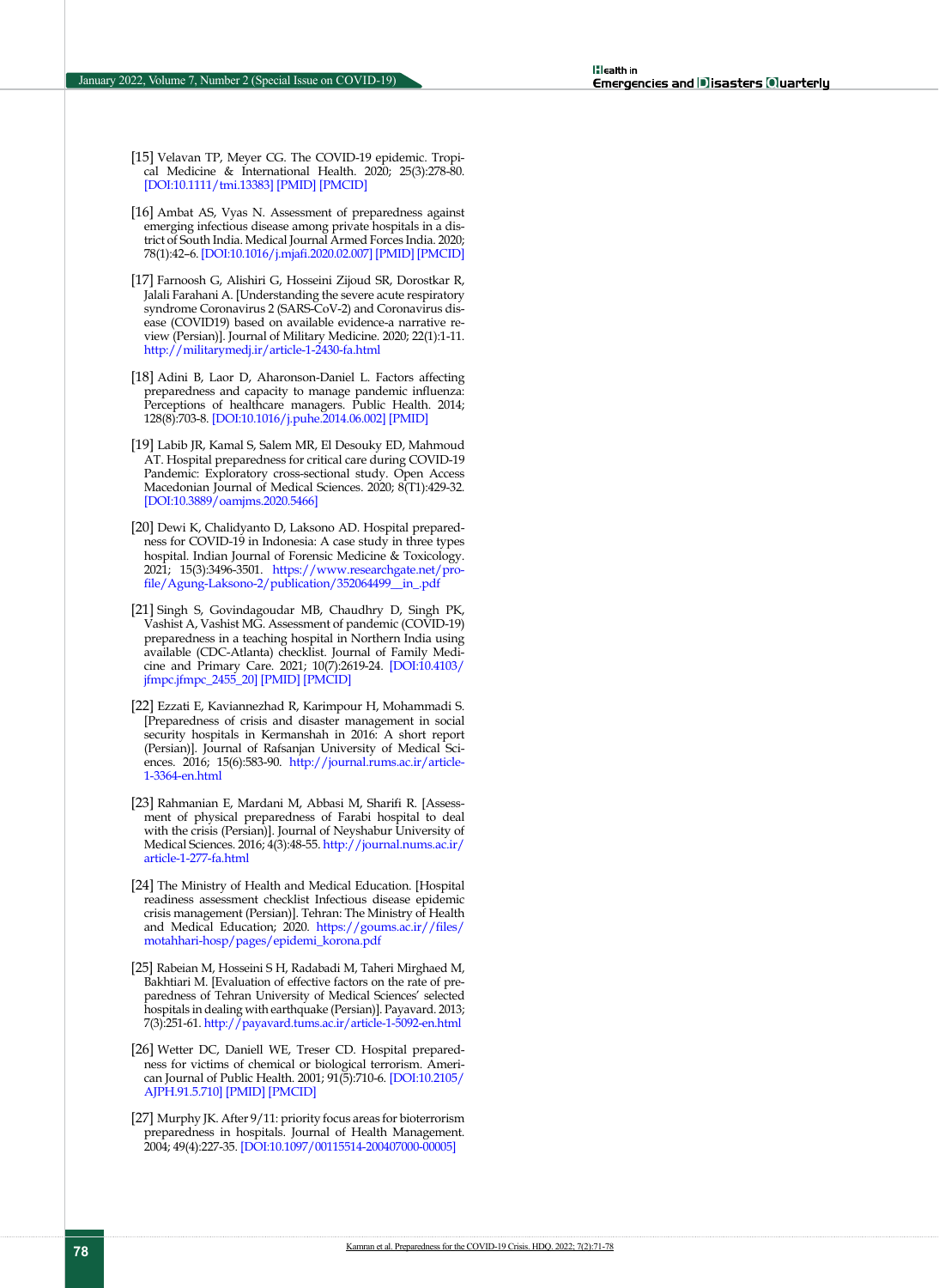[15] Velavan TP, Meyer CG. The COVID-19 epidemic. Tropical Medicine & International Health. 2020; 25(3):278-80. [DOI:10.1111/tmi.13383] [PMID] [PMCID]

[16] Ambat AS, Vyas N. Assessment of preparedness against emerging infectious disease among private hospitals in a district of South India. Medical Journal Armed Forces India. 2020; 78(1):42–6. [DOI:10.1016/j.mjafi.2020.02.007] [PMID] [PMCID]

[17] Farnoosh G, Alishiri G, Hosseini Zijoud SR, Dorostkar R, Jalali Farahani A. [Understanding the severe acute respiratory syndrome Coronavirus 2 (SARS-CoV-2) and Coronavirus disease (COVID19) based on available evidence-a narrative review (Persian)]. Journal of Military Medicine. 2020; 22(1):1-11. http://militarymedj.ir/article-1-2430-fa.html

[18] Adini B, Laor D, Aharonson-Daniel L. Factors affecting preparedness and capacity to manage pandemic influenza: Perceptions of healthcare managers. Public Health. 2014; 128(8):703-8. [DOI:10.1016/j.puhe.2014.06.002] [PMID]

[19] Labib JR, Kamal S, Salem MR, El Desouky ED, Mahmoud AT. Hospital preparedness for critical care during COVID-19 Pandemic: Exploratory cross-sectional study. Open Access Macedonian Journal of Medical Sciences. 2020; 8(T1):429-32. [DOI:10.3889/oamjms.2020.5466]

[20] Dewi K, Chalidyanto D, Laksono AD. Hospital preparedness for COVID-19 in Indonesia: A case study in three types hospital. Indian Journal of Forensic Medicine & Toxicology. 2021; 15(3):3496-3501. https://www.researchgate.net/profile/Agung-Laksono-2/publication/352064499__in_.pdf

[21] Singh S, Govindagoudar MB, Chaudhry D, Singh PK, Vashist A, Vashist MG. Assessment of pandemic (COVID-19) preparedness in a teaching hospital in Northern India using available (CDC-Atlanta) checklist. Journal of Family Medicine and Primary Care. 2021; 10(7):2619-24. [DOI:10.4103/jfmpc.jfmpc_2455_20] [PMID] [PMCID]

[22] Ezzati E, Kaviannezhad R, Karimpour H, Mohammadi S. [Preparedness of crisis and disaster management in social security hospitals in Kermanshah in 2016: A short report (Persian)]. Journal of Rafsanjan University of Medical Sciences. 2016; 15(6):583-90. http://journal.rums.ac.ir/article-1-3364-en.html

[23] Rahmanian E, Mardani M, Abbasi M, Sharifi R. [Assessment of physical preparedness of Farabi hospital to deal with the crisis (Persian)]. Journal of Neyshabur University of Medical Sciences. 2016; 4(3):48-55. http://journal.nums.ac.ir/article-1-277-fa.html

[24] The Ministry of Health and Medical Education. [Hospital readiness assessment checklist Infectious disease epidemic crisis management (Persian)]. Tehran: The Ministry of Health and Medical Education; 2020. https://goums.ac.ir//files/motahhari-hosp/pages/epidemi_korona.pdf

[25] Rabeian M, Hosseini S H, Radabadi M, Taheri Mirghaed M, Bakhtiari M. [Evaluation of effective factors on the rate of preparedness of Tehran University of Medical Sciences' selected hospitals in dealing with earthquake (Persian)]. Payavard. 2013; 7(3):251-61. http://payavard.tums.ac.ir/article-1-5092-en.html

[26] Wetter DC, Daniell WE, Treser CD. Hospital preparedness for victims of chemical or biological terrorism. American Journal of Public Health. 2001; 91(5):710-6. [DOI:10.2105/AJPH.91.5.710] [PMID] [PMCID]

[27] Murphy JK. After 9/11: priority focus areas for bioterrorism preparedness in hospitals. Journal of Health Management. 2004; 49(4):227-35. [DOI:10.1097/00115514-200407000-00005]